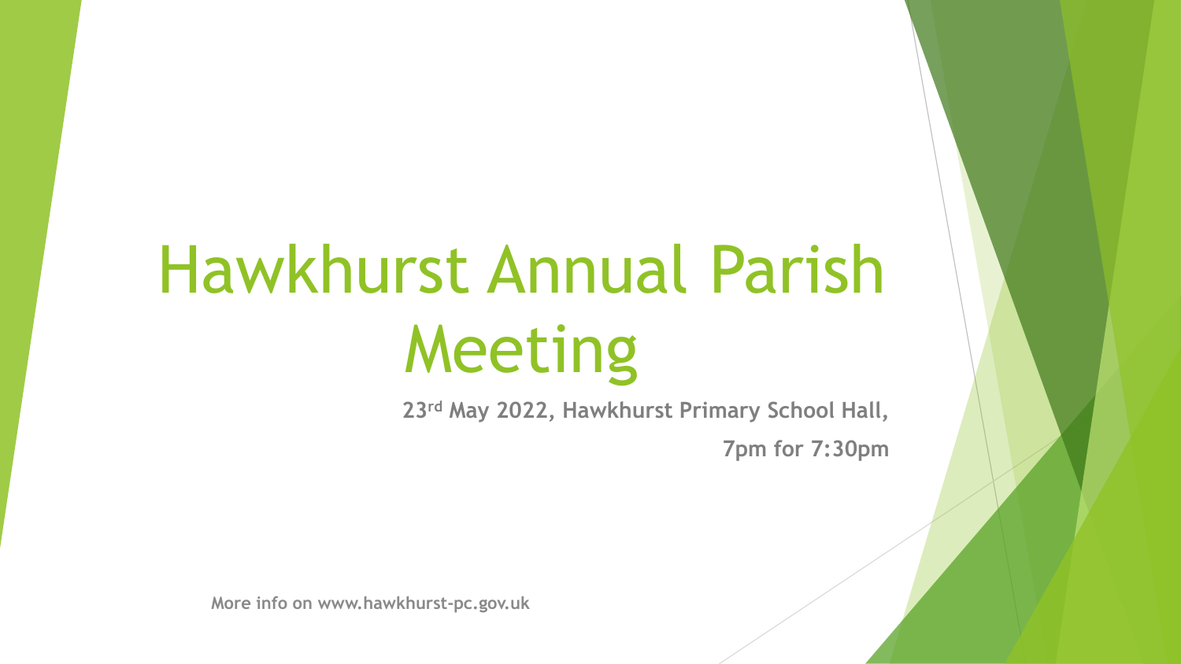# Hawkhurst Annual Parish Meeting

**23rd May 2022, Hawkhurst Primary School Hall,**

**7pm for 7:30pm**

**More info on www.hawkhurst-pc.gov.uk**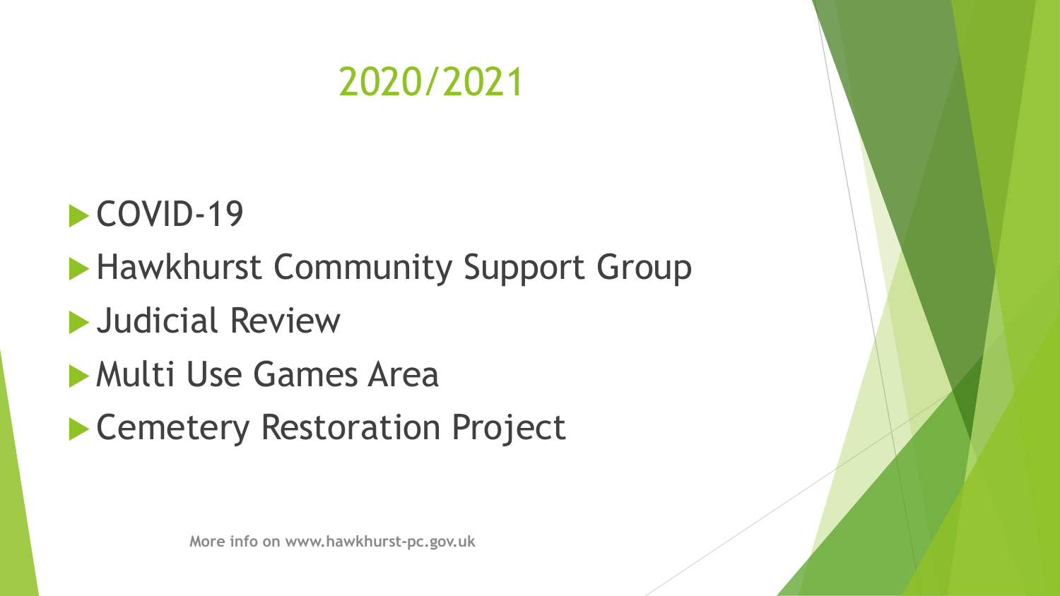# 2020/2021

- COVID-19
- Hawkhurst Community Support Group
- Judicial Review
- Multi Use Games Area
- Cemetery Restoration Project

**More info on www.hawkhurst-pc.gov.uk**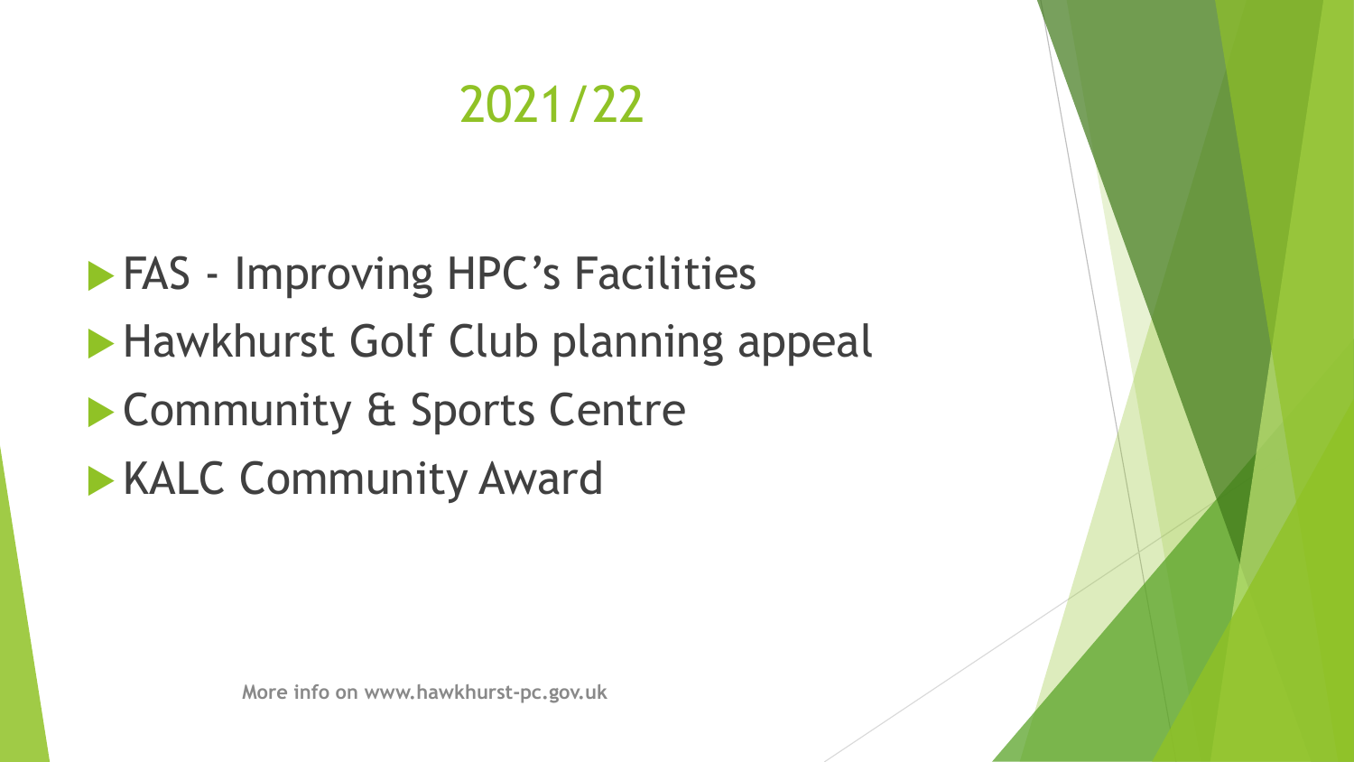# 2021/22

- FAS - Improving HPC's Facilities
- Hawkhurst Golf Club planning appeal
- Community & Sports Centre
- KALC Community Award

**More info on www.hawkhurst-pc.gov.uk**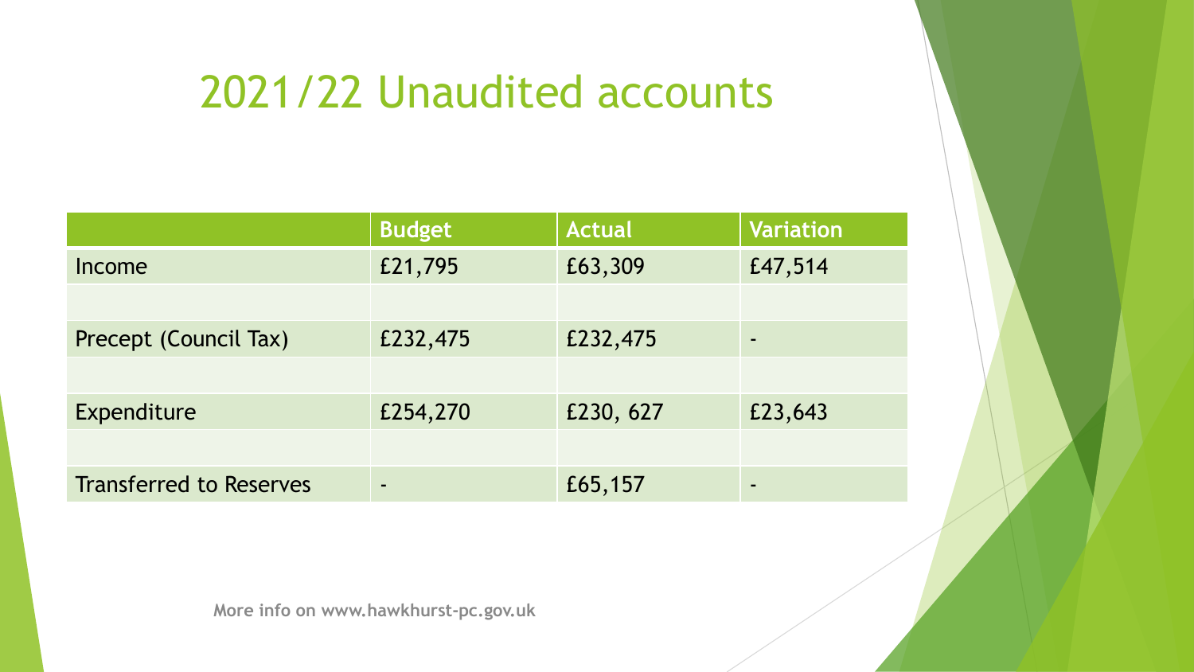# 2021/22 Unaudited accounts

| | Budget | Actual | Variation |
|---|---|---|---|
| Income | £21,795 | £63,309 | £47,514 |
| | | | |
| Precept (Council Tax) | £232,475 | £232,475 | - |
| | | | |
| Expenditure | £254,270 | £230, 627 | £23,643 |
| | | | |
| Transferred to Reserves | - | £65,157 | - |

**More info on www.hawkhurst-pc.gov.uk**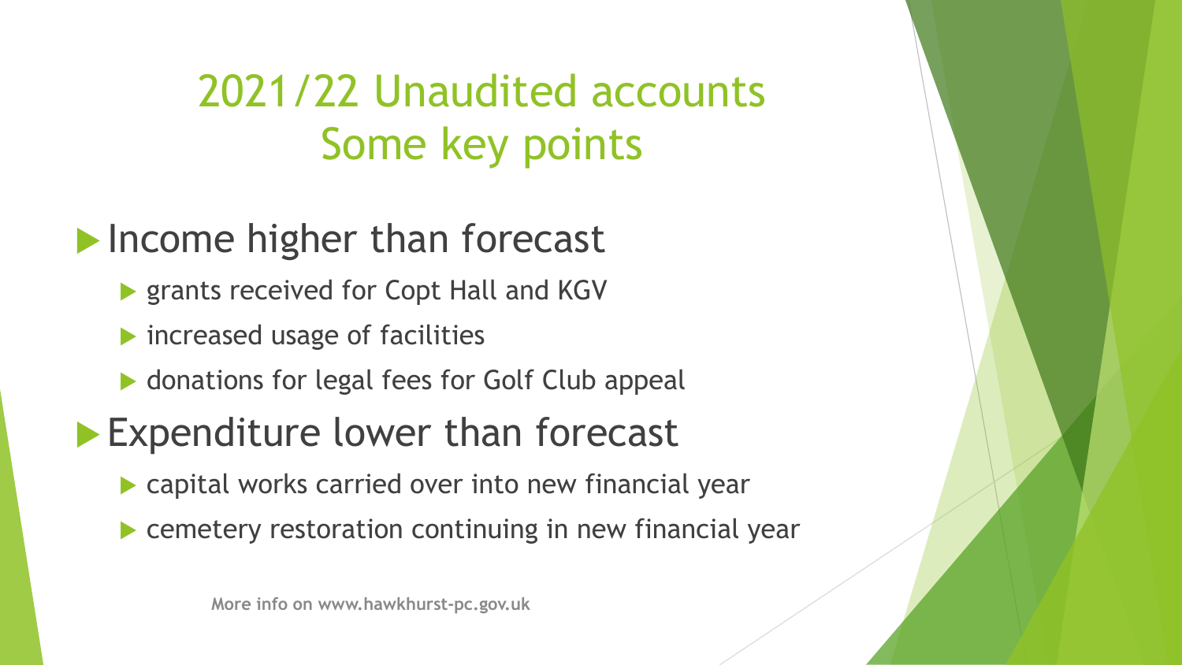# 2021/22 Unaudited accounts
# Some key points

- Income higher than forecast
  - grants received for Copt Hall and KGV
  - increased usage of facilities
  - donations for legal fees for Golf Club appeal
- Expenditure lower than forecast
  - capital works carried over into new financial year
  - cemetery restoration continuing in new financial year

**More info on www.hawkhurst-pc.gov.uk**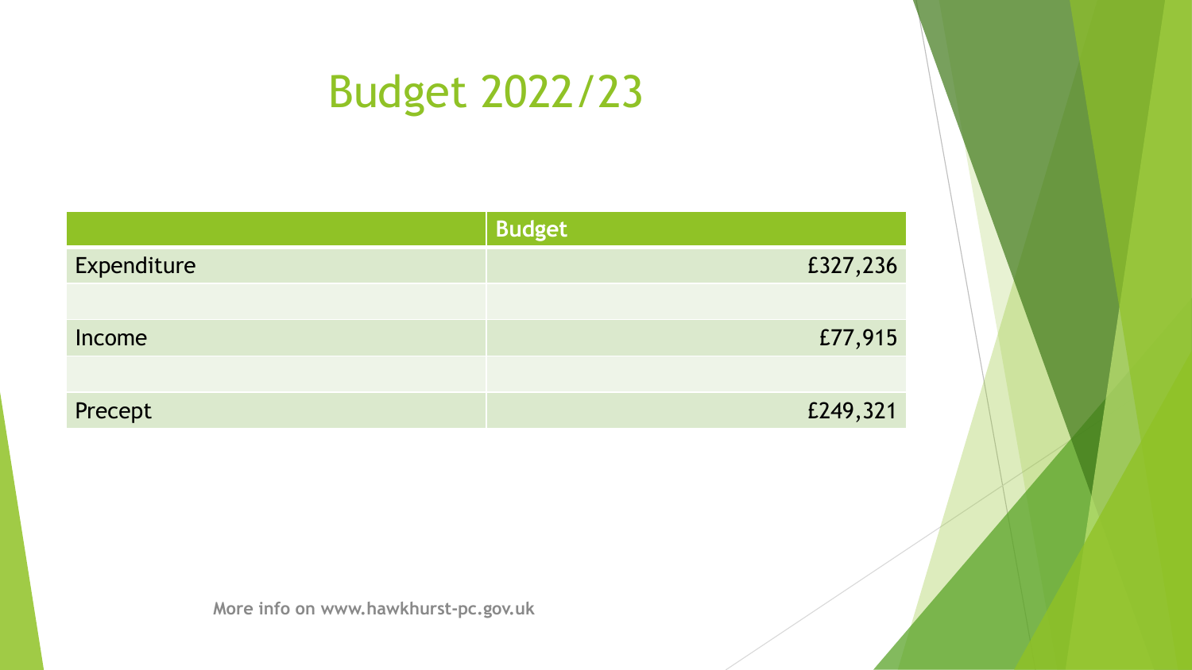# Budget 2022/23

| | Budget |
|---|---|
| Expenditure | £327,236 |
| | |
| Income | £77,915 |
| | |
| Precept | £249,321 |

**More info on www.hawkhurst-pc.gov.uk**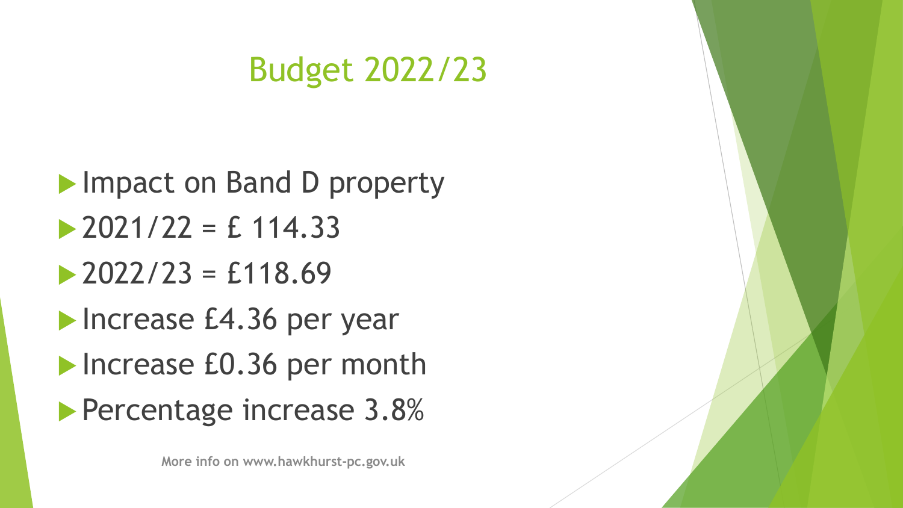# Budget 2022/23

- Impact on Band D property
- 2021/22 = £ 114.33
- 2022/23 = £118.69
- Increase £4.36 per year
- Increase £0.36 per month
- Percentage increase 3.8%

**More info on www.hawkhurst-pc.gov.uk**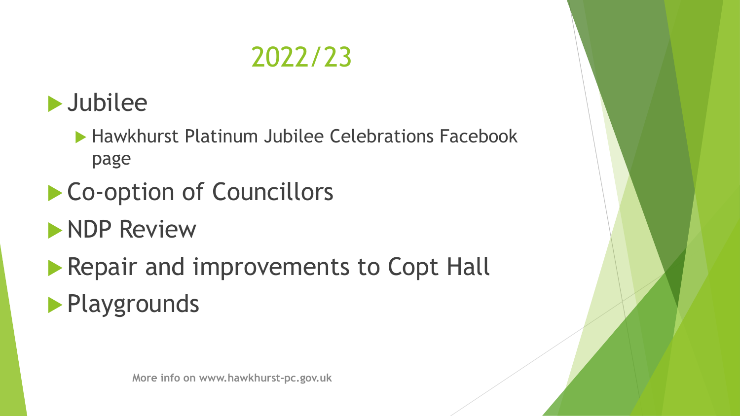# 2022/23

- Jubilee
  - Hawkhurst Platinum Jubilee Celebrations Facebook page
- Co-option of Councillors
- NDP Review
- Repair and improvements to Copt Hall
- Playgrounds

**More info on www.hawkhurst-pc.gov.uk**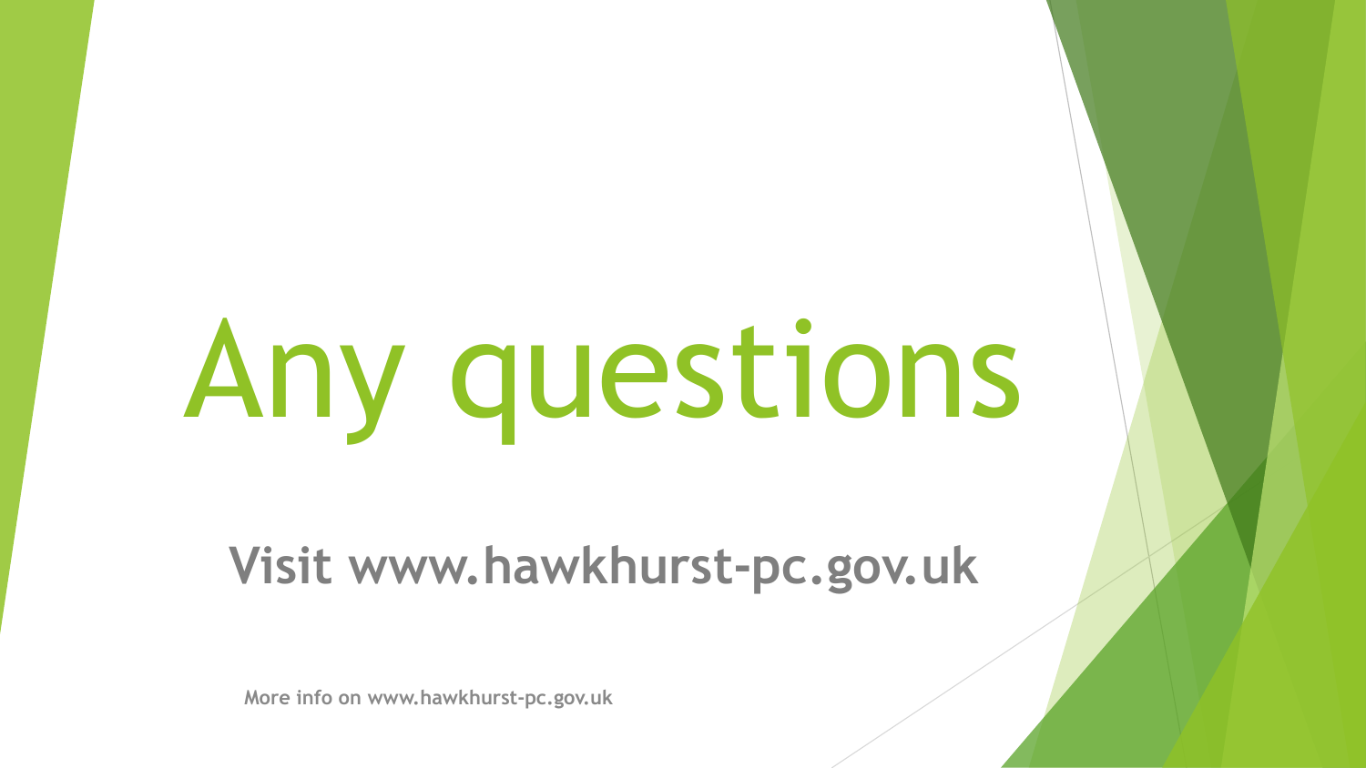# Any questions

**Visit www.hawkhurst-pc.gov.uk**

**More info on www.hawkhurst-pc.gov.uk**